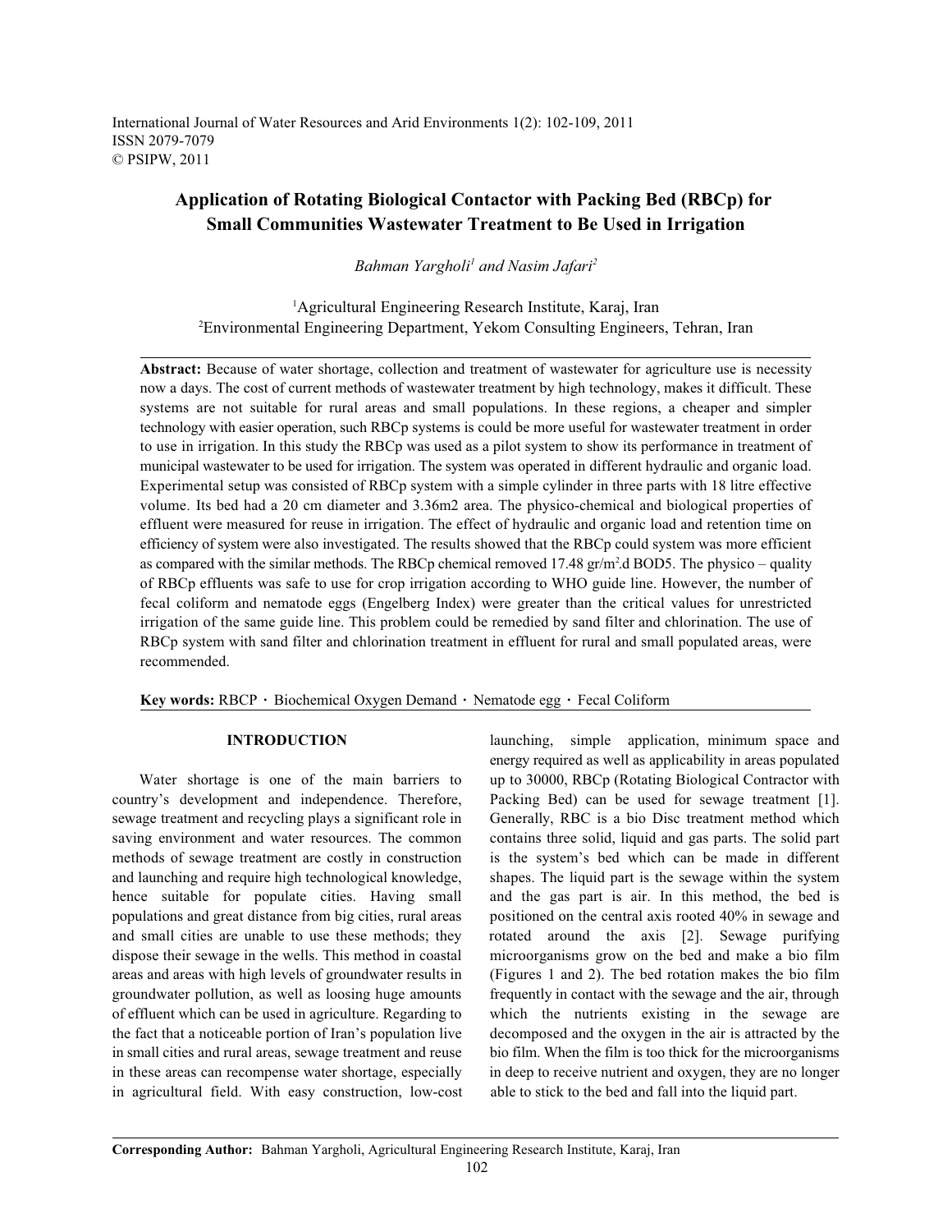# Application of Rotating Biological Contactor with Packing Bed (RBCp) for Small Communities Wastewater Treatment to Be Used in Irrigation

*Bahman Yargholi*[1] *and Nasim Jafari*[2]

[1]Agricultural Engineering Research Institute, Karaj, Iran
[2]Environmental Engineering Department, Yekom Consulting Engineers, Tehran, Iran

**Abstract:** Because of water shortage, collection and treatment of wastewater for agriculture use is necessity now a days. The cost of current methods of wastewater treatment by high technology, makes it difficult. These systems are not suitable for rural areas and small populations. In these regions, a cheaper and simpler technology with easier operation, such RBCp systems is could be more useful for wastewater treatment in order to use in irrigation. In this study the RBCp was used as a pilot system to show its performance in treatment of municipal wastewater to be used for irrigation. The system was operated in different hydraulic and organic load. Experimental setup was consisted of RBCp system with a simple cylinder in three parts with 18 litre effective volume. Its bed had a 20 cm diameter and 3.36m2 area. The physico-chemical and biological properties of effluent were measured for reuse in irrigation. The effect of hydraulic and organic load and retention time on efficiency of system were also investigated. The results showed that the RBCp could system was more efficient as compared with the similar methods. The RBCp chemical removed 17.48 $gr/m^2.d$ BOD5. The physico – quality of RBCp effluents was safe to use for crop irrigation according to WHO guide line. However, the number of fecal coliform and nematode eggs (Engelberg Index) were greater than the critical values for unrestricted irrigation of the same guide line. This problem could be remedied by sand filter and chlorination. The use of RBCp system with sand filter and chlorination treatment in effluent for rural and small populated areas, were recommended.

**Key words:** RBCP・ Biochemical Oxygen Demand・ Nematode egg・ Fecal Coliform

## INTRODUCTION

Water shortage is one of the main barriers to country's development and independence. Therefore, sewage treatment and recycling plays a significant role in saving environment and water resources. The common methods of sewage treatment are costly in construction and launching and require high technological knowledge, hence suitable for populate cities. Having small populations and great distance from big cities, rural areas and small cities are unable to use these methods; they dispose their sewage in the wells. This method in coastal areas and areas with high levels of groundwater results in groundwater pollution, as well as loosing huge amounts of effluent which can be used in agriculture. Regarding to the fact that a noticeable portion of Iran's population live in small cities and rural areas, sewage treatment and reuse in these areas can recompense water shortage, especially in agricultural field. With easy construction, low-cost launching, simple application, minimum space and energy required as well as applicability in areas populated up to 30000, RBCp (Rotating Biological Contractor with Packing Bed) can be used for sewage treatment [1]. Generally, RBC is a bio Disc treatment method which contains three solid, liquid and gas parts. The solid part is the system's bed which can be made in different shapes. The liquid part is the sewage within the system and the gas part is air. In this method, the bed is positioned on the central axis rooted 40% in sewage and rotated around the axis [2]. Sewage purifying microorganisms grow on the bed and make a bio film (Figures 1 and 2). The bed rotation makes the bio film frequently in contact with the sewage and the air, through which the nutrients existing in the sewage are decomposed and the oxygen in the air is attracted by the bio film. When the film is too thick for the microorganisms in deep to receive nutrient and oxygen, they are no longer able to stick to the bed and fall into the liquid part.

**Corresponding Author:** Bahman Yargholi, Agricultural Engineering Research Institute, Karaj, Iran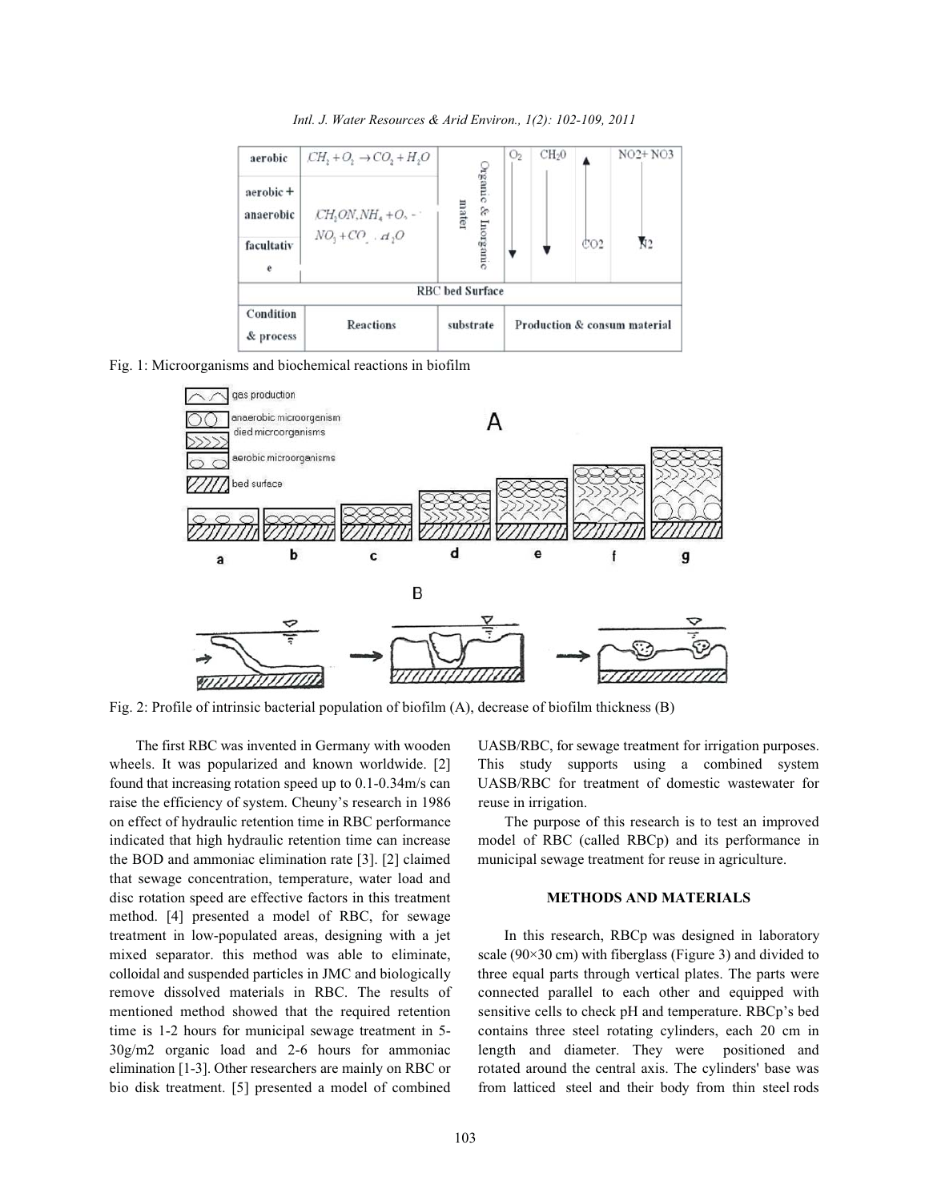| Condition & process | Reactions | substrate | Production & consum material | | | |
|---|---|---|---|---|---|---|
| aerobic | $CH_2 + O_2 \rightarrow CO_2 + H_2O$ | Organic & Inorganic mater | $O_2$ | $CH_2O$ | $CO_2$ | $NO_2 + NO_3$ |
| aerobic + anaerobic | $CH_2ON.NH_4 + O_2 \rightarrow NO_3 + CO_2 + H_2O$ | | | | | $N_2$ |
| facultative | | | | | | |

RBC bed Surface

Fig. 1: Microorganisms and biochemical reactions in biofilm

Fig. 2: Profile of intrinsic bacterial population of biofilm (A), decrease of biofilm thickness (B)

The first RBC was invented in Germany with wooden wheels. It was popularized and known worldwide. [2] found that increasing rotation speed up to 0.1-0.34m/s can raise the efficiency of system. Cheuny's research in 1986 on effect of hydraulic retention time in RBC performance indicated that high hydraulic retention time can increase the BOD and ammoniac elimination rate [3]. [2] claimed that sewage concentration, temperature, water load and disc rotation speed are effective factors in this treatment method. [4] presented a model of RBC, for sewage treatment in low-populated areas, designing with a jet mixed separator. this method was able to eliminate, colloidal and suspended particles in JMC and biologically remove dissolved materials in RBC. The results of mentioned method showed that the required retention time is 1-2 hours for municipal sewage treatment in 5-30g/m2 organic load and 2-6 hours for ammoniac elimination [1-3]. Other researchers are mainly on RBC or bio disk treatment. [5] presented a model of combined UASB/RBC, for sewage treatment for irrigation purposes. This study supports using a combined system UASB/RBC for treatment of domestic wastewater for reuse in irrigation.

The purpose of this research is to test an improved model of RBC (called RBCp) and its performance in municipal sewage treatment for reuse in agriculture.

## METHODS AND MATERIALS

In this research, RBCp was designed in laboratory scale (90×30 cm) with fiberglass (Figure 3) and divided to three equal parts through vertical plates. The parts were connected parallel to each other and equipped with sensitive cells to check pH and temperature. RBCp's bed contains three steel rotating cylinders, each 20 cm in length and diameter. They were positioned and rotated around the central axis. The cylinders' base was from latticed steel and their body from thin steel rods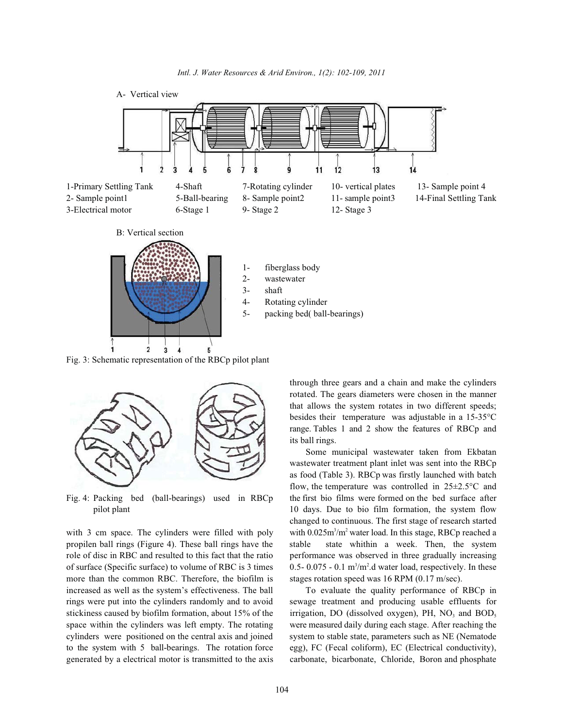A- Vertical view

1-Primary Settling Tank
2- Sample point1
3-Electrical motor
4-Shaft
5-Ball-bearing
6-Stage 1
7-Rotating cylinder
8- Sample point2
9- Stage 2
10- vertical plates
11- sample point3
12- Stage 3
13- Sample point 4
14-Final Settling Tank

B: Vertical section

1- fiberglass body
2- wastewater
3- shaft
4- Rotating cylinder
5- packing bed( ball-bearings)

Fig. 3: Schematic representation of the RBCp pilot plant

Fig. 4: Packing bed (ball-bearings) used in RBCp pilot plant

with 3 cm space. The cylinders were filled with poly propilen ball rings (Figure 4). These ball rings have the role of disc in RBC and resulted to this fact that the ratio of surface (Specific surface) to volume of RBC is 3 times more than the common RBC. Therefore, the biofilm is increased as well as the system's effectiveness. The ball rings were put into the cylinders randomly and to avoid stickiness caused by biofilm formation, about 15% of the space within the cylinders was left empty. The rotating cylinders were positioned on the central axis and joined to the system with 5 ball-bearings. The rotation force generated by a electrical motor is transmitted to the axis through three gears and a chain and make the cylinders rotated. The gears diameters were chosen in the manner that allows the system rotates in two different speeds; besides their temperature was adjustable in a 15-35°C range. Tables 1 and 2 show the features of RBCp and its ball rings.

Some municipal wastewater taken from Ekbatan wastewater treatment plant inlet was sent into the RBCp as food (Table 3). RBCp was firstly launched with batch flow, the temperature was controlled in 25±2.5°C and the first bio films were formed on the bed surface after 10 days. Due to bio film formation, the system flow changed to continuous. The first stage of research started with 0.025$m^3/m^2$ water load. In this stage, RBCp reached a stable state whithin a week. Then, the system performance was observed in three gradually increasing 0.5- 0.075 - 0.1 $m^3/m^2$.d water load, respectively. In these stages rotation speed was 16 RPM (0.17 m/sec).

To evaluate the quality performance of RBCp in sewage treatment and producing usable effluents for irrigation, DO (dissolved oxygen), PH, $NO_3$ and $BOD_5$ were measured daily during each stage. After reaching the system to stable state, parameters such as NE (Nematode egg), FC (Fecal coliform), EC (Electrical conductivity), carbonate, bicarbonate, Chloride, Boron and phosphate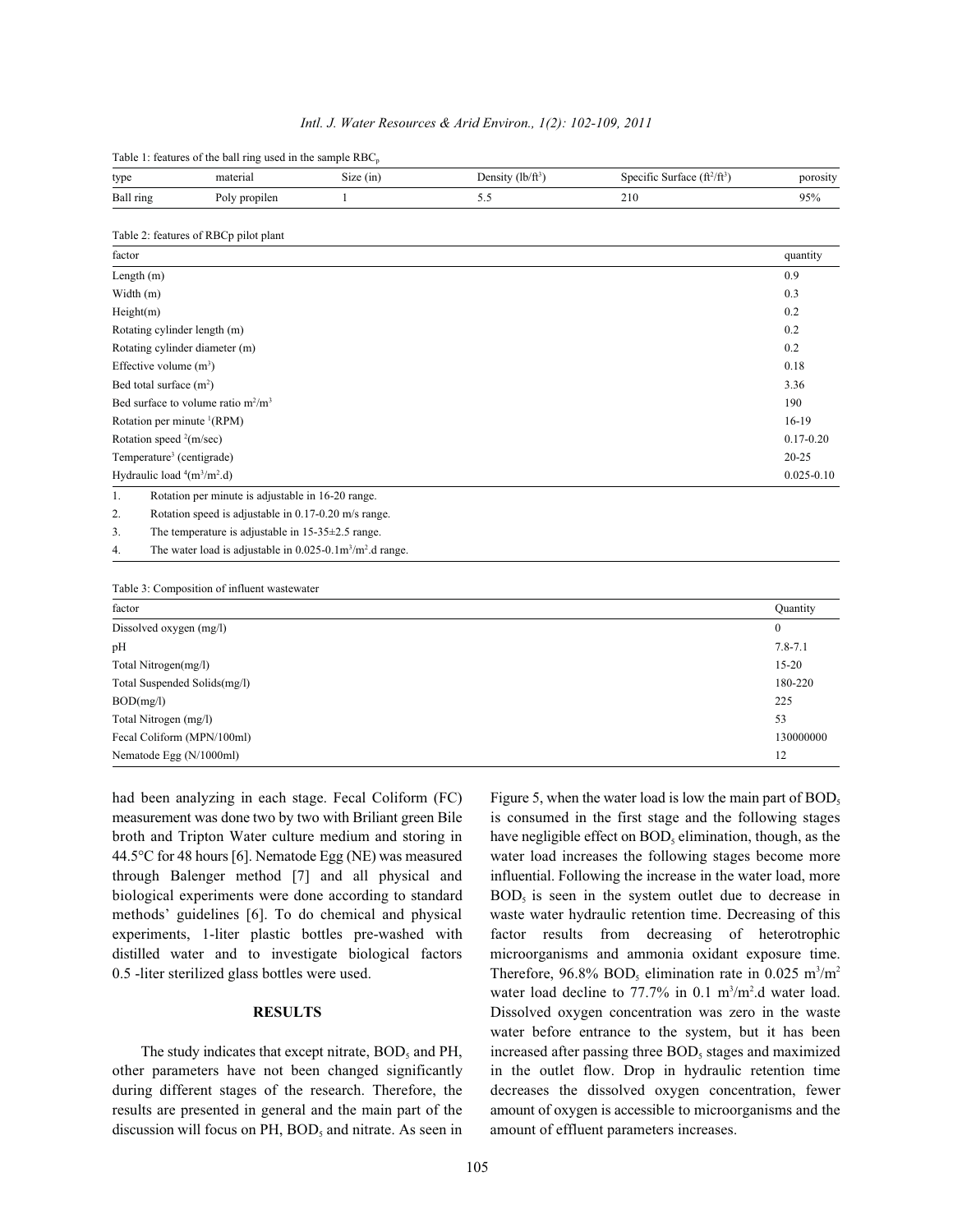Table 1: features of the ball ring used in the sample $RBC_p$

| type | material | Size (in) | Density ($lb/ft^3$) | Specific Surface ($ft^2/ft^3$) | porosity |
|---|---|---|---|---|---|
| Ball ring | Poly propilen | 1 | 5.5 | 210 | 95% |

Table 2: features of RBCp pilot plant

| factor | quantity |
|---|---|
| Length (m) | 0.9 |
| Width (m) | 0.3 |
| Height(m) | 0.2 |
| Rotating cylinder length (m) | 0.2 |
| Rotating cylinder diameter (m) | 0.2 |
| Effective volume ($m^3$) | 0.18 |
| Bed total surface ($m^2$) | 3.36 |
| Bed surface to volume ratio $m^2/m^3$ | 190 |
| Rotation per minute [1](RPM) | 16-19 |
| Rotation speed [2](m/sec) | 0.17-0.20 |
| Temperature[3] (centigrade) | 20-25 |
| Hydraulic load [4]($m^3/m^2$.d) | 0.025-0.10 |

1. Rotation per minute is adjustable in 16-20 range.
2. Rotation speed is adjustable in 0.17-0.20 m/s range.
3. The temperature is adjustable in 15-35±2.5 range.
4. The water load is adjustable in 0.025-0.1$m^3/m^2$.d range.

Table 3: Composition of influent wastewater

| factor | Quantity |
|---|---|
| Dissolved oxygen (mg/l) | 0 |
| pH | 7.8-7.1 |
| Total Nitrogen(mg/l) | 15-20 |
| Total Suspended Solids(mg/l) | 180-220 |
| BOD(mg/l) | 225 |
| Total Nitrogen (mg/l) | 53 |
| Fecal Coliform (MPN/100ml) | 130000000 |
| Nematode Egg (N/1000ml) | 12 |

had been analyzing in each stage. Fecal Coliform (FC) measurement was done two by two with Briliant green Bile broth and Tripton Water culture medium and storing in 44.5°C for 48 hours [6]. Nematode Egg (NE) was measured through Balenger method [7] and all physical and biological experiments were done according to standard methods' guidelines [6]. To do chemical and physical experiments, 1-liter plastic bottles pre-washed with distilled water and to investigate biological factors 0.5 -liter sterilized glass bottles were used.

## RESULTS

The study indicates that except nitrate, $BOD_5$ and PH, other parameters have not been changed significantly during different stages of the research. Therefore, the results are presented in general and the main part of the discussion will focus on PH, $BOD_5$ and nitrate. As seen in Figure 5, when the water load is low the main part of $BOD_5$ is consumed in the first stage and the following stages have negligible effect on $BOD_5$ elimination, though, as the water load increases the following stages become more influential. Following the increase in the water load, more $BOD_5$ is seen in the system outlet due to decrease in waste water hydraulic retention time. Decreasing of this factor results from decreasing of heterotrophic microorganisms and ammonia oxidant exposure time. Therefore, 96.8% $BOD_5$ elimination rate in 0.025 $m^3/m^2$ water load decline to 77.7% in 0.1 $m^3/m^2$.d water load. Dissolved oxygen concentration was zero in the waste water before entrance to the system, but it has been increased after passing three $BOD_5$ stages and maximized in the outlet flow. Drop in hydraulic retention time decreases the dissolved oxygen concentration, fewer amount of oxygen is accessible to microorganisms and the amount of effluent parameters increases.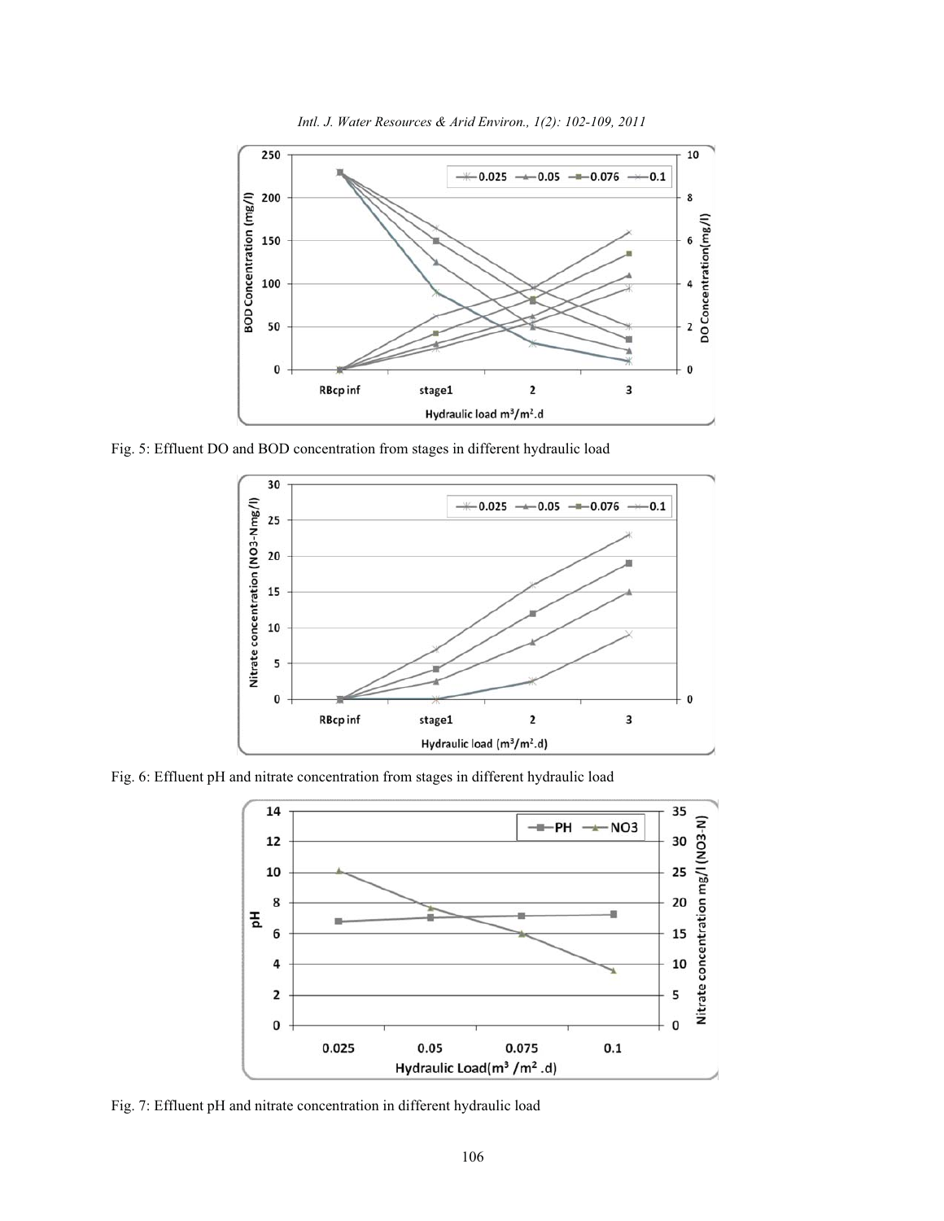Fig. 5: Effluent DO and BOD concentration from stages in different hydraulic load

Fig. 6: Effluent pH and nitrate concentration from stages in different hydraulic load

Fig. 7: Effluent pH and nitrate concentration in different hydraulic load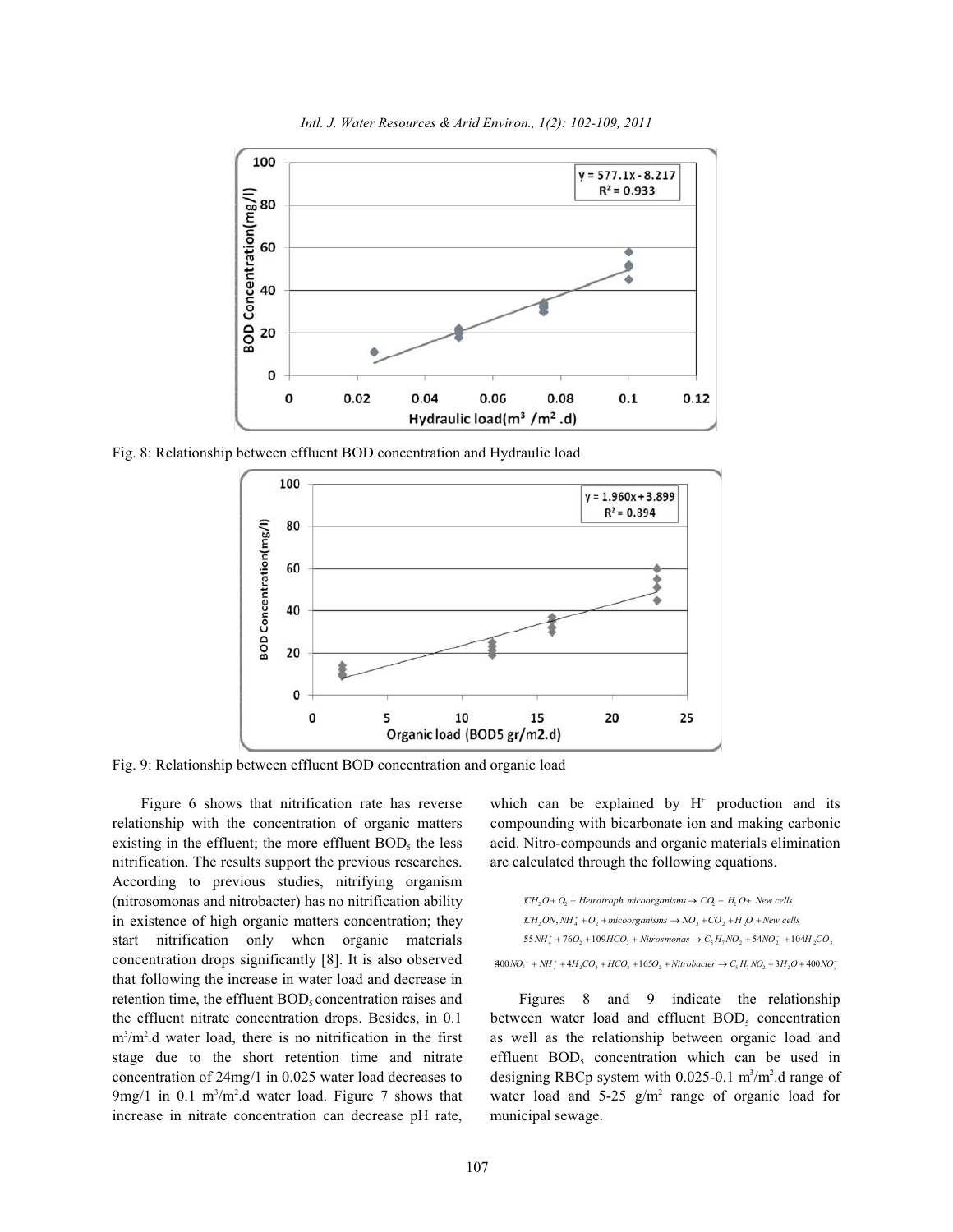Fig. 8: Relationship between effluent BOD concentration and Hydraulic load

Fig. 9: Relationship between effluent BOD concentration and organic load

Figure 6 shows that nitrification rate has reverse relationship with the concentration of organic matters existing in the effluent; the more effluent $BOD_5$ the less nitrification. The results support the previous researches. According to previous studies, nitrifying organism (nitrosomonas and nitrobacter) has no nitrification ability in existence of high organic matters concentration; they start nitrification only when organic materials concentration drops significantly [8]. It is also observed that following the increase in water load and decrease in retention time, the effluent $BOD_5$ concentration raises and the effluent nitrate concentration drops. Besides, in 0.1 $m^3/m^2$.d water load, there is no nitrification in the first stage due to the short retention time and nitrate concentration of 24mg/1 in 0.025 water load decreases to 9mg/1 in 0.1 $m^3/m^2$.d water load. Figure 7 shows that increase in nitrate concentration can decrease pH rate, which can be explained by $H^+$ production and its compounding with bicarbonate ion and making carbonic acid. Nitro-compounds and organic materials elimination are calculated through the following equations.

$$CH_2O + O_2 + \text{Hetrotroph micoorganisms} \rightarrow CO_2 + H_2O + \text{New cells}$$

$$CH_2ON, NH_4^+ + O_2 + \text{micoorganisms} \rightarrow NO_3 + CO_2 + H_2O + \text{New cells}$$

$$55NH_4^+ + 76O_2 + 109HCO_3 + \text{Nitrosmonas} \rightarrow C_5H_7NO_2 + 54NO_2^- + 104H_2CO_3$$

$$400NO_2^- + NH_4^+ + 4H_2CO_3 + HCO_3 + 165O_2 + \text{Nitrobacter} \rightarrow C_5H_7NO_2 + 3H_2O + 400NO_3^-$$

Figures 8 and 9 indicate the relationship between water load and effluent $BOD_5$ concentration as well as the relationship between organic load and effluent $BOD_5$ concentration which can be used in designing RBCp system with 0.025-0.1 $m^3/m^2$.d range of water load and 5-25 $g/m^2$ range of organic load for municipal sewage.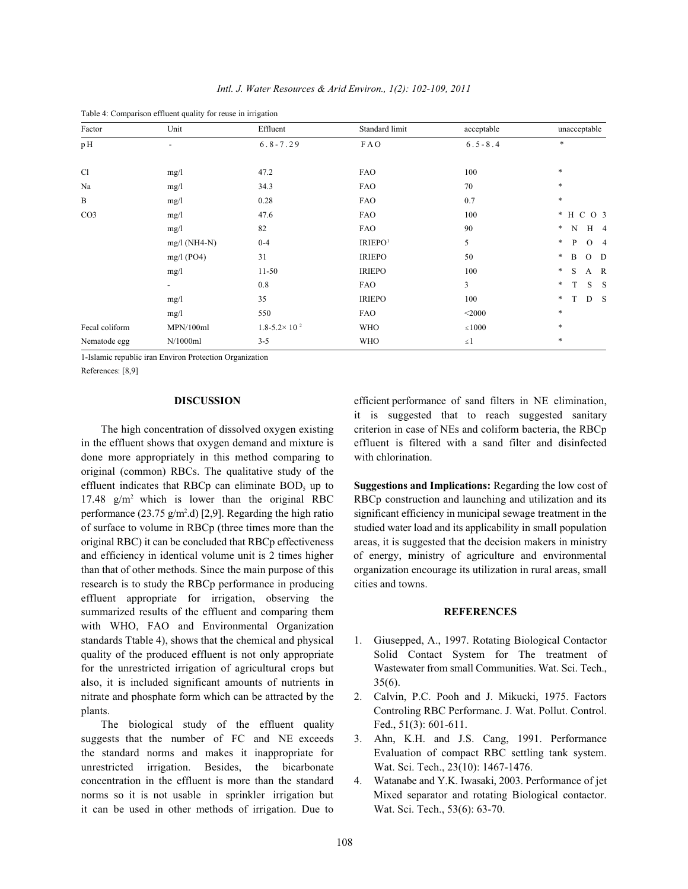Table 4: Comparison effluent quality for reuse in irrigation

| Factor | Unit | Effluent | Standard limit | acceptable | unacceptable |
|---|---|---|---|---|---|
| pH | - | 6.8-7.29 | FAO | 6.5-8.4 | * |
| Cl | mg/l | 47.2 | FAO | 100 | * |
| Na | mg/l | 34.3 | FAO | 70 | * |
| B | mg/l | 0.28 | FAO | 0.7 | * |
| CO3 | mg/l | 47.6 | FAO | 100 | * HCO3 |
| | mg/l | 82 | FAO | 90 | * NH4 |
| | mg/l (NH4-N) | 0-4 | IRIEPO[1] | 5 | * PO4 |
| | mg/l (PO4) | 31 | IRIEPO | 50 | * BOD |
| | mg/l | 11-50 | IRIEPO | 100 | * SAR |
| | - | 0.8 | FAO | 3 | * TSS |
| | mg/l | 35 | IRIEPO | 100 | * TDS |
| | mg/l | 550 | FAO | <2000 | * |
| Fecal coliform | MPN/100ml | $1.8\text{-}5.2\times 10^{2}$ | WHO | $\leq 1000$ | * |
| Nematode egg | N/1000ml | 3-5 | WHO | $\leq 1$ | * |

1-Islamic republic iran Environ Protection Organization

References: [8,9]

## DISCUSSION

The high concentration of dissolved oxygen existing in the effluent shows that oxygen demand and mixture is done more appropriately in this method comparing to original (common) RBCs. The qualitative study of the effluent indicates that RBCp can eliminate $BOD_5$ up to 17.48 $g/m^2$ which is lower than the original RBC performance (23.75 $g/m^2.d$) [2,9]. Regarding the high ratio of surface to volume in RBCp (three times more than the original RBC) it can be concluded that RBCp effectiveness and efficiency in identical volume unit is 2 times higher than that of other methods. Since the main purpose of this research is to study the RBCp performance in producing effluent appropriate for irrigation, observing the summarized results of the effluent and comparing them with WHO, FAO and Environmental Organization standards Ttable 4), shows that the chemical and physical quality of the produced effluent is not only appropriate for the unrestricted irrigation of agricultural crops but also, it is included significant amounts of nutrients in nitrate and phosphate form which can be attracted by the plants.

The biological study of the effluent quality suggests that the number of FC and NE exceeds the standard norms and makes it inappropriate for unrestricted irrigation. Besides, the bicarbonate concentration in the effluent is more than the standard norms so it is not usable in sprinkler irrigation but it can be used in other methods of irrigation. Due to efficient performance of sand filters in NE elimination, it is suggested that to reach suggested sanitary criterion in case of NEs and coliform bacteria, the RBCp effluent is filtered with a sand filter and disinfected with chlorination.

**Suggestions and Implications:** Regarding the low cost of RBCp construction and launching and utilization and its significant efficiency in municipal sewage treatment in the studied water load and its applicability in small population areas, it is suggested that the decision makers in ministry of energy, ministry of agriculture and environmental organization encourage its utilization in rural areas, small cities and towns.

## REFERENCES

1. Giusepped, A., 1997. Rotating Biological Contactor Solid Contact System for The treatment of Wastewater from small Communities. Wat. Sci. Tech., 35(6).
2. Calvin, P.C. Pooh and J. Mikucki, 1975. Factors Controling RBC Performanc. J. Wat. Pollut. Control. Fed., 51(3): 601-611.
3. Ahn, K.H. and J.S. Cang, 1991. Performance Evaluation of compact RBC settling tank system. Wat. Sci. Tech., 23(10): 1467-1476.
4. Watanabe and Y.K. Iwasaki, 2003. Performance of jet Mixed separator and rotating Biological contactor. Wat. Sci. Tech., 53(6): 63-70.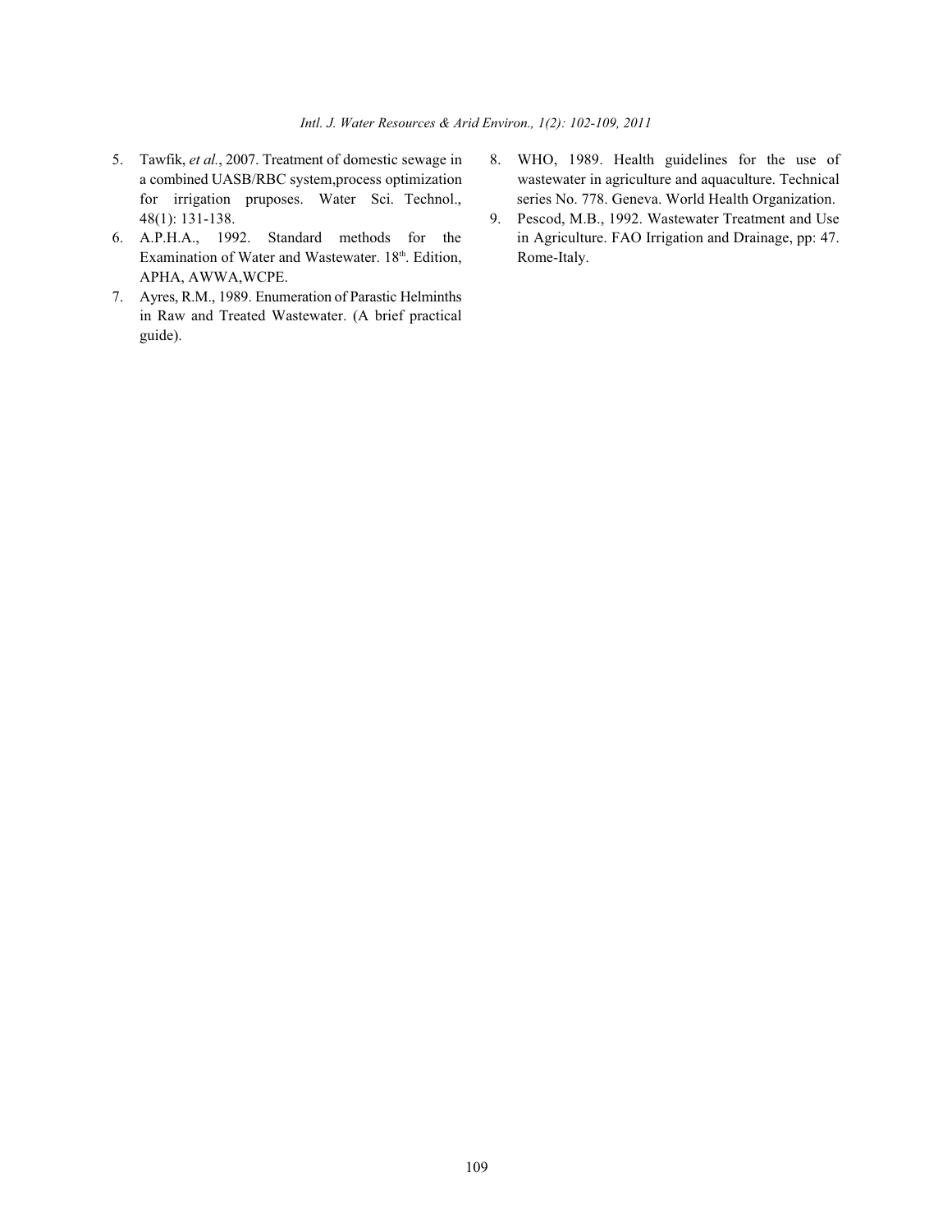5. Tawfik, *et al.*, 2007. Treatment of domestic sewage in a combined UASB/RBC system,process optimization for irrigation pruposes. Water Sci. Technol., 48(1): 131-138.
6. A.P.H.A., 1992. Standard methods for the Examination of Water and Wastewater. $18^{th}$. Edition, APHA, AWWA,WCPE.
7. Ayres, R.M., 1989. Enumeration of Parastic Helminths in Raw and Treated Wastewater. (A brief practical guide).
8. WHO, 1989. Health guidelines for the use of wastewater in agriculture and aquaculture. Technical series No. 778. Geneva. World Health Organization.
9. Pescod, M.B., 1992. Wastewater Treatment and Use in Agriculture. FAO Irrigation and Drainage, pp: 47. Rome-Italy.